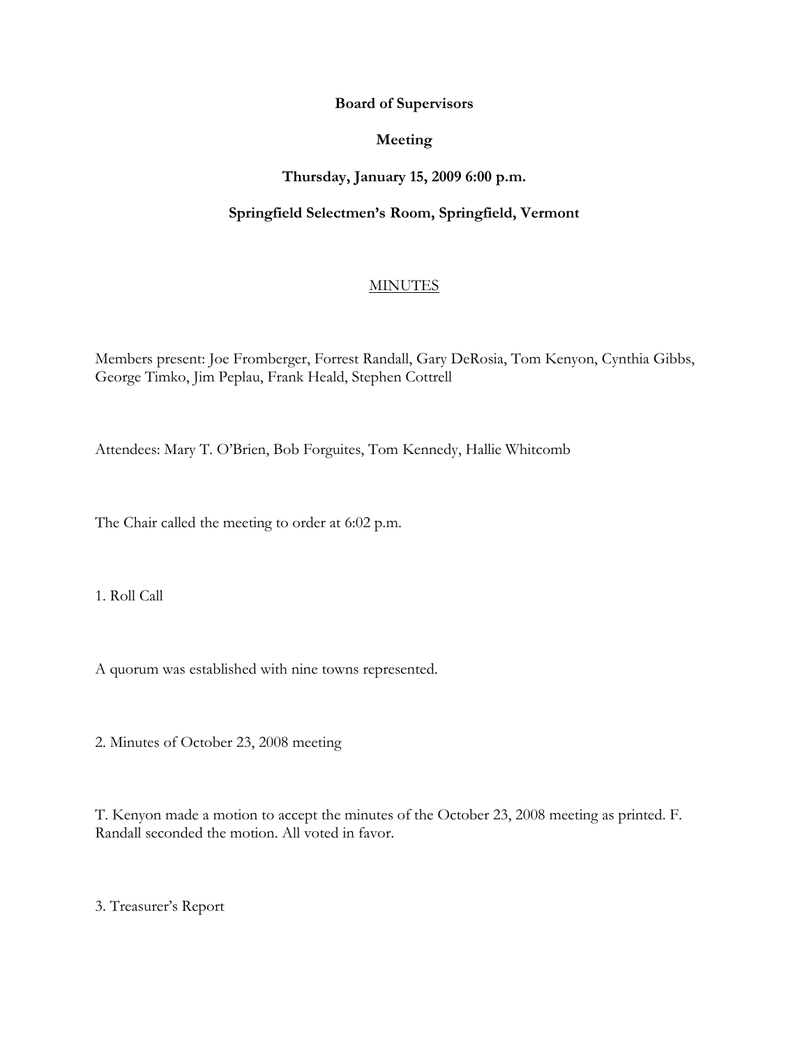**Board of Supervisors**

**Meeting**

**Thursday, January 15, 2009 6:00 p.m.**

**Springfield Selectmen's Room, Springfield, Vermont**

MINUTES

Members present: Joe Fromberger, Forrest Randall, Gary DeRosia, Tom Kenyon, Cynthia Gibbs, George Timko, Jim Peplau, Frank Heald, Stephen Cottrell

Attendees: Mary T. O'Brien, Bob Forguites, Tom Kennedy, Hallie Whitcomb

The Chair called the meeting to order at 6:02 p.m.

1. Roll Call

A quorum was established with nine towns represented.

2. Minutes of October 23, 2008 meeting

T. Kenyon made a motion to accept the minutes of the October 23, 2008 meeting as printed. F. Randall seconded the motion. All voted in favor.

3. Treasurer's Report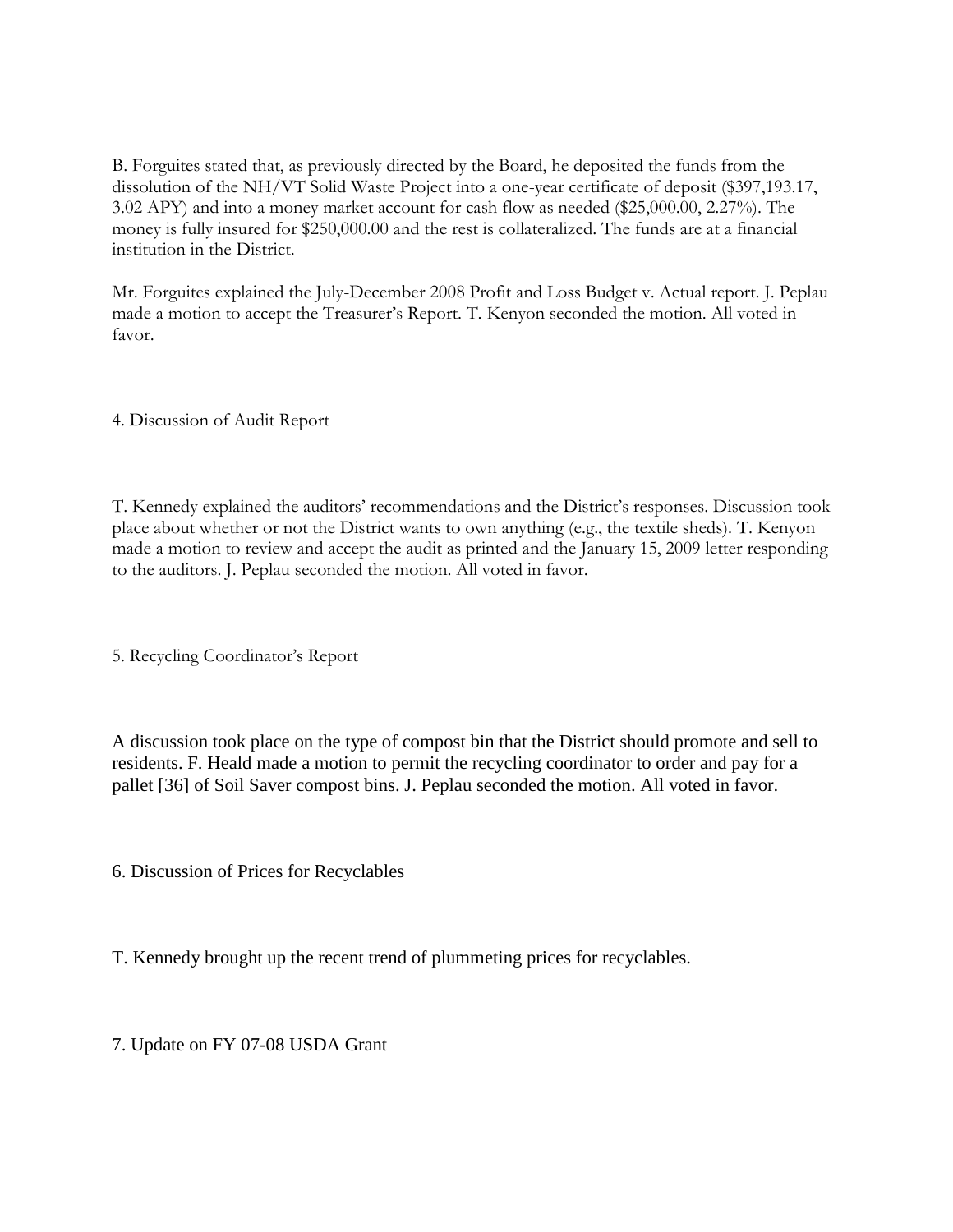B. Forguites stated that, as previously directed by the Board, he deposited the funds from the dissolution of the NH/VT Solid Waste Project into a one-year certificate of deposit ($397,193.17, 3.02 APY) and into a money market account for cash flow as needed ($25,000.00, 2.27%). The money is fully insured for $250,000.00 and the rest is collateralized. The funds are at a financial institution in the District.

Mr. Forguites explained the July-December 2008 Profit and Loss Budget v. Actual report. J. Peplau made a motion to accept the Treasurer's Report. T. Kenyon seconded the motion. All voted in favor.

4. Discussion of Audit Report

T. Kennedy explained the auditors' recommendations and the District's responses. Discussion took place about whether or not the District wants to own anything (e.g., the textile sheds). T. Kenyon made a motion to review and accept the audit as printed and the January 15, 2009 letter responding to the auditors. J. Peplau seconded the motion. All voted in favor.

5. Recycling Coordinator's Report

A discussion took place on the type of compost bin that the District should promote and sell to residents. F. Heald made a motion to permit the recycling coordinator to order and pay for a pallet [36] of Soil Saver compost bins. J. Peplau seconded the motion. All voted in favor.

6. Discussion of Prices for Recyclables

T. Kennedy brought up the recent trend of plummeting prices for recyclables.

7. Update on FY 07-08 USDA Grant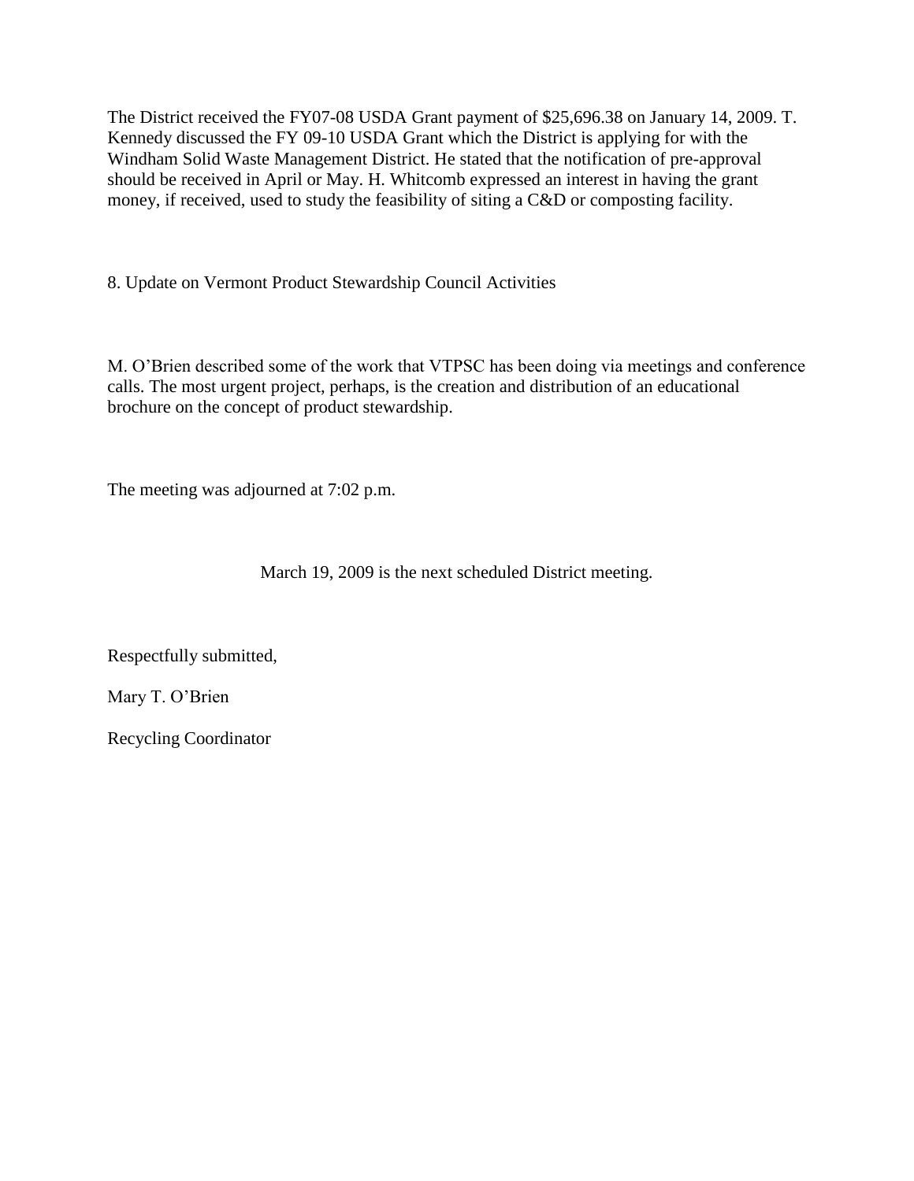The District received the FY07-08 USDA Grant payment of $25,696.38 on January 14, 2009. T. Kennedy discussed the FY 09-10 USDA Grant which the District is applying for with the Windham Solid Waste Management District. He stated that the notification of pre-approval should be received in April or May. H. Whitcomb expressed an interest in having the grant money, if received, used to study the feasibility of siting a C&D or composting facility.

8. Update on Vermont Product Stewardship Council Activities

M. O'Brien described some of the work that VTPSC has been doing via meetings and conference calls. The most urgent project, perhaps, is the creation and distribution of an educational brochure on the concept of product stewardship.

The meeting was adjourned at 7:02 p.m.

March 19, 2009 is the next scheduled District meeting.

Respectfully submitted,

Mary T. O'Brien

Recycling Coordinator